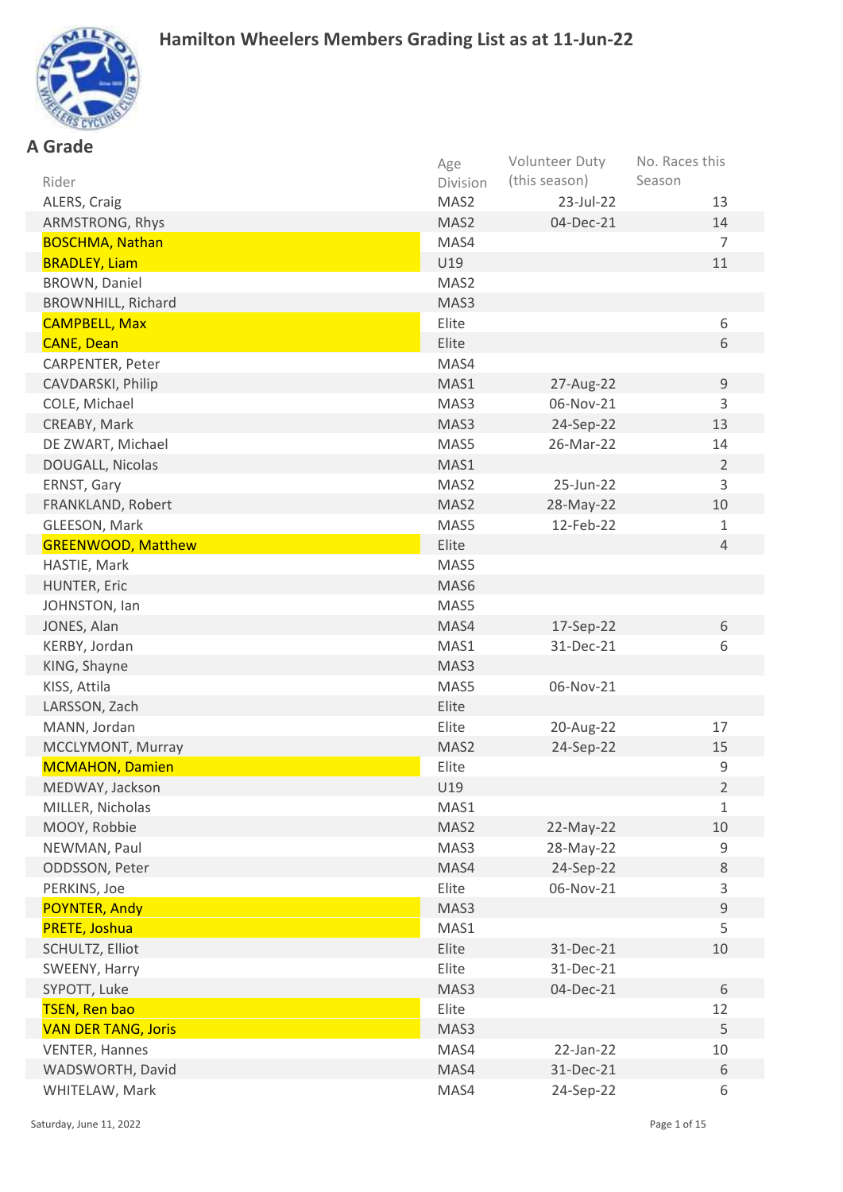# Hamilton Wheelers Members Grading List as at 11-Jun-22

## A Grade

| Rider | Age Division | Volunteer Duty (this season) | No. Races this Season |
|---|---|---|---|
| ALERS, Craig | MAS2 | 23-Jul-22 | 13 |
| ARMSTRONG, Rhys | MAS2 | 04-Dec-21 | 14 |
| BOSCHMA, Nathan | MAS4 | | 7 |
| BRADLEY, Liam | U19 | | 11 |
| BROWN, Daniel | MAS2 | | |
| BROWNHILL, Richard | MAS3 | | |
| CAMPBELL, Max | Elite | | 6 |
| CANE, Dean | Elite | | 6 |
| CARPENTER, Peter | MAS4 | | |
| CAVDARSKI, Philip | MAS1 | 27-Aug-22 | 9 |
| COLE, Michael | MAS3 | 06-Nov-21 | 3 |
| CREABY, Mark | MAS3 | 24-Sep-22 | 13 |
| DE ZWART, Michael | MAS5 | 26-Mar-22 | 14 |
| DOUGALL, Nicolas | MAS1 | | 2 |
| ERNST, Gary | MAS2 | 25-Jun-22 | 3 |
| FRANKLAND, Robert | MAS2 | 28-May-22 | 10 |
| GLEESON, Mark | MAS5 | 12-Feb-22 | 1 |
| GREENWOOD, Matthew | Elite | | 4 |
| HASTIE, Mark | MAS5 | | |
| HUNTER, Eric | MAS6 | | |
| JOHNSTON, Ian | MAS5 | | |
| JONES, Alan | MAS4 | 17-Sep-22 | 6 |
| KERBY, Jordan | MAS1 | 31-Dec-21 | 6 |
| KING, Shayne | MAS3 | | |
| KISS, Attila | MAS5 | 06-Nov-21 | |
| LARSSON, Zach | Elite | | |
| MANN, Jordan | Elite | 20-Aug-22 | 17 |
| MCCLYMONT, Murray | MAS2 | 24-Sep-22 | 15 |
| MCMAHON, Damien | Elite | | 9 |
| MEDWAY, Jackson | U19 | | 2 |
| MILLER, Nicholas | MAS1 | | 1 |
| MOOY, Robbie | MAS2 | 22-May-22 | 10 |
| NEWMAN, Paul | MAS3 | 28-May-22 | 9 |
| ODDSSON, Peter | MAS4 | 24-Sep-22 | 8 |
| PERKINS, Joe | Elite | 06-Nov-21 | 3 |
| POYNTER, Andy | MAS3 | | 9 |
| PRETE, Joshua | MAS1 | | 5 |
| SCHULTZ, Elliot | Elite | 31-Dec-21 | 10 |
| SWEENY, Harry | Elite | 31-Dec-21 | |
| SYPOTT, Luke | MAS3 | 04-Dec-21 | 6 |
| TSEN, Ren bao | Elite | | 12 |
| VAN DER TANG, Joris | MAS3 | | 5 |
| VENTER, Hannes | MAS4 | 22-Jan-22 | 10 |
| WADSWORTH, David | MAS4 | 31-Dec-21 | 6 |
| WHITELAW, Mark | MAS4 | 24-Sep-22 | 6 |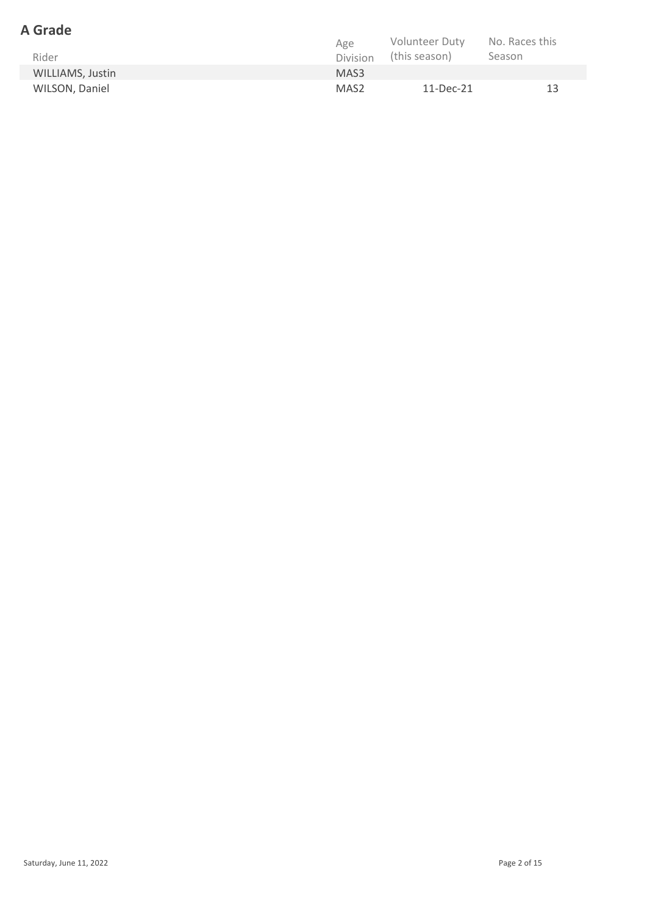## A Grade

| Rider | Age Division | Volunteer Duty (this season) | No. Races this Season |
|---|---|---|---|
| WILLIAMS, Justin | MAS3 | | |
| WILSON, Daniel | MAS2 | 11-Dec-21 | 13 |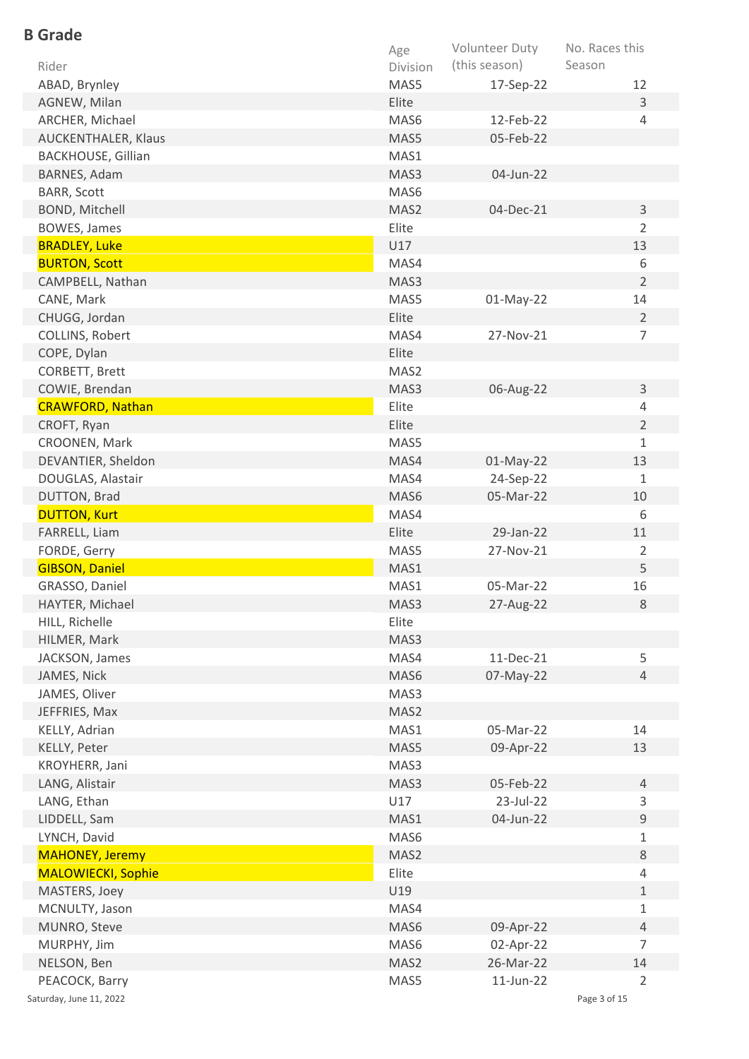## B Grade

| Rider | Age Division | Volunteer Duty (this season) | No. Races this Season |
|---|---|---|---|
| ABAD, Brynley | MAS5 | 17-Sep-22 | 12 |
| AGNEW, Milan | Elite | | 3 |
| ARCHER, Michael | MAS6 | 12-Feb-22 | 4 |
| AUCKENTHALER, Klaus | MAS5 | 05-Feb-22 | |
| BACKHOUSE, Gillian | MAS1 | | |
| BARNES, Adam | MAS3 | 04-Jun-22 | |
| BARR, Scott | MAS6 | | |
| BOND, Mitchell | MAS2 | 04-Dec-21 | 3 |
| BOWES, James | Elite | | 2 |
| BRADLEY, Luke | U17 | | 13 |
| BURTON, Scott | MAS4 | | 6 |
| CAMPBELL, Nathan | MAS3 | | 2 |
| CANE, Mark | MAS5 | 01-May-22 | 14 |
| CHUGG, Jordan | Elite | | 2 |
| COLLINS, Robert | MAS4 | 27-Nov-21 | 7 |
| COPE, Dylan | Elite | | |
| CORBETT, Brett | MAS2 | | |
| COWIE, Brendan | MAS3 | 06-Aug-22 | 3 |
| CRAWFORD, Nathan | Elite | | 4 |
| CROFT, Ryan | Elite | | 2 |
| CROONEN, Mark | MAS5 | | 1 |
| DEVANTIER, Sheldon | MAS4 | 01-May-22 | 13 |
| DOUGLAS, Alastair | MAS4 | 24-Sep-22 | 1 |
| DUTTON, Brad | MAS6 | 05-Mar-22 | 10 |
| DUTTON, Kurt | MAS4 | | 6 |
| FARRELL, Liam | Elite | 29-Jan-22 | 11 |
| FORDE, Gerry | MAS5 | 27-Nov-21 | 2 |
| GIBSON, Daniel | MAS1 | | 5 |
| GRASSO, Daniel | MAS1 | 05-Mar-22 | 16 |
| HAYTER, Michael | MAS3 | 27-Aug-22 | 8 |
| HILL, Richelle | Elite | | |
| HILMER, Mark | MAS3 | | |
| JACKSON, James | MAS4 | 11-Dec-21 | 5 |
| JAMES, Nick | MAS6 | 07-May-22 | 4 |
| JAMES, Oliver | MAS3 | | |
| JEFFRIES, Max | MAS2 | | |
| KELLY, Adrian | MAS1 | 05-Mar-22 | 14 |
| KELLY, Peter | MAS5 | 09-Apr-22 | 13 |
| KROYHERR, Jani | MAS3 | | |
| LANG, Alistair | MAS3 | 05-Feb-22 | 4 |
| LANG, Ethan | U17 | 23-Jul-22 | 3 |
| LIDDELL, Sam | MAS1 | 04-Jun-22 | 9 |
| LYNCH, David | MAS6 | | 1 |
| MAHONEY, Jeremy | MAS2 | | 8 |
| MALOWIECKI, Sophie | Elite | | 4 |
| MASTERS, Joey | U19 | | 1 |
| MCNULTY, Jason | MAS4 | | 1 |
| MUNRO, Steve | MAS6 | 09-Apr-22 | 4 |
| MURPHY, Jim | MAS6 | 02-Apr-22 | 7 |
| NELSON, Ben | MAS2 | 26-Mar-22 | 14 |
| PEACOCK, Barry | MAS5 | 11-Jun-22 | 2 |

Saturday, June 11, 2022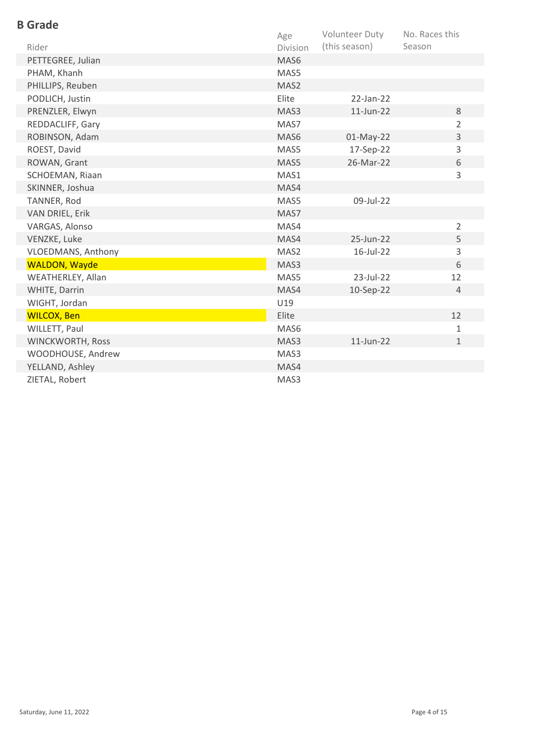## B Grade

| Rider | Age Division | Volunteer Duty (this season) | No. Races this Season |
|---|---|---|---|
| PETTEGREE, Julian | MAS6 | | |
| PHAM, Khanh | MAS5 | | |
| PHILLIPS, Reuben | MAS2 | | |
| PODLICH, Justin | Elite | 22-Jan-22 | |
| PRENZLER, Elwyn | MAS3 | 11-Jun-22 | 8 |
| REDDACLIFF, Gary | MAS7 | | 2 |
| ROBINSON, Adam | MAS6 | 01-May-22 | 3 |
| ROEST, David | MAS5 | 17-Sep-22 | 3 |
| ROWAN, Grant | MAS5 | 26-Mar-22 | 6 |
| SCHOEMAN, Riaan | MAS1 | | 3 |
| SKINNER, Joshua | MAS4 | | |
| TANNER, Rod | MAS5 | 09-Jul-22 | |
| VAN DRIEL, Erik | MAS7 | | |
| VARGAS, Alonso | MAS4 | | 2 |
| VENZKE, Luke | MAS4 | 25-Jun-22 | 5 |
| VLOEDMANS, Anthony | MAS2 | 16-Jul-22 | 3 |
| WALDON, Wayde | MAS3 | | 6 |
| WEATHERLEY, Allan | MAS5 | 23-Jul-22 | 12 |
| WHITE, Darrin | MAS4 | 10-Sep-22 | 4 |
| WIGHT, Jordan | U19 | | |
| WILCOX, Ben | Elite | | 12 |
| WILLETT, Paul | MAS6 | | 1 |
| WINCKWORTH, Ross | MAS3 | 11-Jun-22 | 1 |
| WOODHOUSE, Andrew | MAS3 | | |
| YELLAND, Ashley | MAS4 | | |
| ZIETAL, Robert | MAS3 | | |

Saturday, June 11, 2022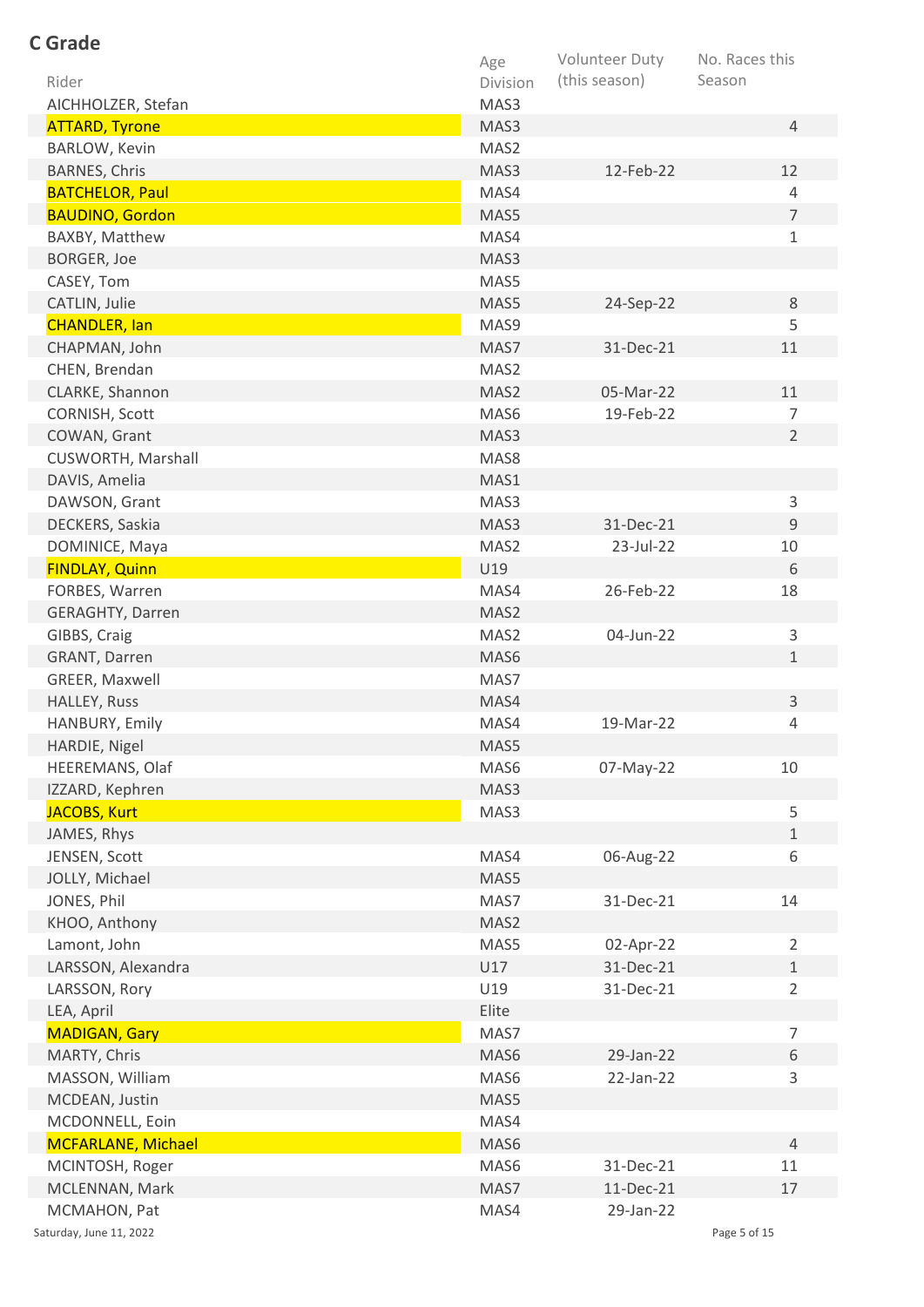## C Grade

| Rider | Age Division | Volunteer Duty (this season) | No. Races this Season |
|---|---|---|---|
| AICHHOLZER, Stefan | MAS3 | | |
| ATTARD, Tyrone | MAS3 | | 4 |
| BARLOW, Kevin | MAS2 | | |
| BARNES, Chris | MAS3 | 12-Feb-22 | 12 |
| BATCHELOR, Paul | MAS4 | | 4 |
| BAUDINO, Gordon | MAS5 | | 7 |
| BAXBY, Matthew | MAS4 | | 1 |
| BORGER, Joe | MAS3 | | |
| CASEY, Tom | MAS5 | | |
| CATLIN, Julie | MAS5 | 24-Sep-22 | 8 |
| CHANDLER, Ian | MAS9 | | 5 |
| CHAPMAN, John | MAS7 | 31-Dec-21 | 11 |
| CHEN, Brendan | MAS2 | | |
| CLARKE, Shannon | MAS2 | 05-Mar-22 | 11 |
| CORNISH, Scott | MAS6 | 19-Feb-22 | 7 |
| COWAN, Grant | MAS3 | | 2 |
| CUSWORTH, Marshall | MAS8 | | |
| DAVIS, Amelia | MAS1 | | |
| DAWSON, Grant | MAS3 | | 3 |
| DECKERS, Saskia | MAS3 | 31-Dec-21 | 9 |
| DOMINICE, Maya | MAS2 | 23-Jul-22 | 10 |
| FINDLAY, Quinn | U19 | | 6 |
| FORBES, Warren | MAS4 | 26-Feb-22 | 18 |
| GERAGHTY, Darren | MAS2 | | |
| GIBBS, Craig | MAS2 | 04-Jun-22 | 3 |
| GRANT, Darren | MAS6 | | 1 |
| GREER, Maxwell | MAS7 | | |
| HALLEY, Russ | MAS4 | | 3 |
| HANBURY, Emily | MAS4 | 19-Mar-22 | 4 |
| HARDIE, Nigel | MAS5 | | |
| HEEREMANS, Olaf | MAS6 | 07-May-22 | 10 |
| IZZARD, Kephren | MAS3 | | |
| JACOBS, Kurt | MAS3 | | 5 |
| JAMES, Rhys | | | 1 |
| JENSEN, Scott | MAS4 | 06-Aug-22 | 6 |
| JOLLY, Michael | MAS5 | | |
| JONES, Phil | MAS7 | 31-Dec-21 | 14 |
| KHOO, Anthony | MAS2 | | |
| Lamont, John | MAS5 | 02-Apr-22 | 2 |
| LARSSON, Alexandra | U17 | 31-Dec-21 | 1 |
| LARSSON, Rory | U19 | 31-Dec-21 | 2 |
| LEA, April | Elite | | |
| MADIGAN, Gary | MAS7 | | 7 |
| MARTY, Chris | MAS6 | 29-Jan-22 | 6 |
| MASSON, William | MAS6 | 22-Jan-22 | 3 |
| MCDEAN, Justin | MAS5 | | |
| MCDONNELL, Eoin | MAS4 | | |
| MCFARLANE, Michael | MAS6 | | 4 |
| MCINTOSH, Roger | MAS6 | 31-Dec-21 | 11 |
| MCLENNAN, Mark | MAS7 | 11-Dec-21 | 17 |
| MCMAHON, Pat | MAS4 | 29-Jan-22 | |

Saturday, June 11, 2022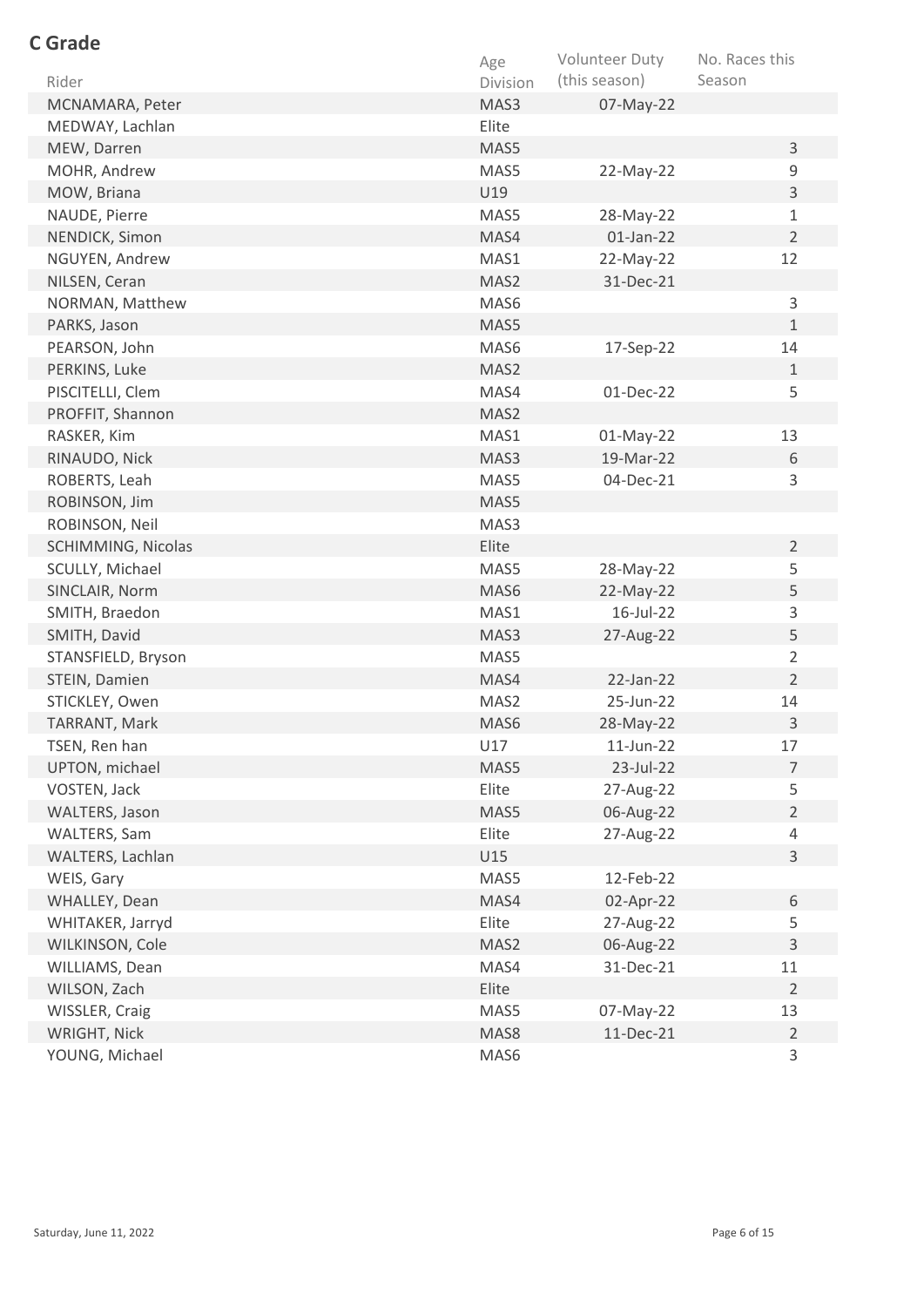## C Grade

| Rider | Age Division | Volunteer Duty (this season) | No. Races this Season |
|---|---|---|---|
| MCNAMARA, Peter | MAS3 | 07-May-22 | |
| MEDWAY, Lachlan | Elite | | |
| MEW, Darren | MAS5 | | 3 |
| MOHR, Andrew | MAS5 | 22-May-22 | 9 |
| MOW, Briana | U19 | | 3 |
| NAUDE, Pierre | MAS5 | 28-May-22 | 1 |
| NENDICK, Simon | MAS4 | 01-Jan-22 | 2 |
| NGUYEN, Andrew | MAS1 | 22-May-22 | 12 |
| NILSEN, Ceran | MAS2 | 31-Dec-21 | |
| NORMAN, Matthew | MAS6 | | 3 |
| PARKS, Jason | MAS5 | | 1 |
| PEARSON, John | MAS6 | 17-Sep-22 | 14 |
| PERKINS, Luke | MAS2 | | 1 |
| PISCITELLI, Clem | MAS4 | 01-Dec-22 | 5 |
| PROFFIT, Shannon | MAS2 | | |
| RASKER, Kim | MAS1 | 01-May-22 | 13 |
| RINAUDO, Nick | MAS3 | 19-Mar-22 | 6 |
| ROBERTS, Leah | MAS5 | 04-Dec-21 | 3 |
| ROBINSON, Jim | MAS5 | | |
| ROBINSON, Neil | MAS3 | | |
| SCHIMMING, Nicolas | Elite | | 2 |
| SCULLY, Michael | MAS5 | 28-May-22 | 5 |
| SINCLAIR, Norm | MAS6 | 22-May-22 | 5 |
| SMITH, Braedon | MAS1 | 16-Jul-22 | 3 |
| SMITH, David | MAS3 | 27-Aug-22 | 5 |
| STANSFIELD, Bryson | MAS5 | | 2 |
| STEIN, Damien | MAS4 | 22-Jan-22 | 2 |
| STICKLEY, Owen | MAS2 | 25-Jun-22 | 14 |
| TARRANT, Mark | MAS6 | 28-May-22 | 3 |
| TSEN, Ren han | U17 | 11-Jun-22 | 17 |
| UPTON, michael | MAS5 | 23-Jul-22 | 7 |
| VOSTEN, Jack | Elite | 27-Aug-22 | 5 |
| WALTERS, Jason | MAS5 | 06-Aug-22 | 2 |
| WALTERS, Sam | Elite | 27-Aug-22 | 4 |
| WALTERS, Lachlan | U15 | | 3 |
| WEIS, Gary | MAS5 | 12-Feb-22 | |
| WHALLEY, Dean | MAS4 | 02-Apr-22 | 6 |
| WHITAKER, Jarryd | Elite | 27-Aug-22 | 5 |
| WILKINSON, Cole | MAS2 | 06-Aug-22 | 3 |
| WILLIAMS, Dean | MAS4 | 31-Dec-21 | 11 |
| WILSON, Zach | Elite | | 2 |
| WISSLER, Craig | MAS5 | 07-May-22 | 13 |
| WRIGHT, Nick | MAS8 | 11-Dec-21 | 2 |
| YOUNG, Michael | MAS6 | | 3 |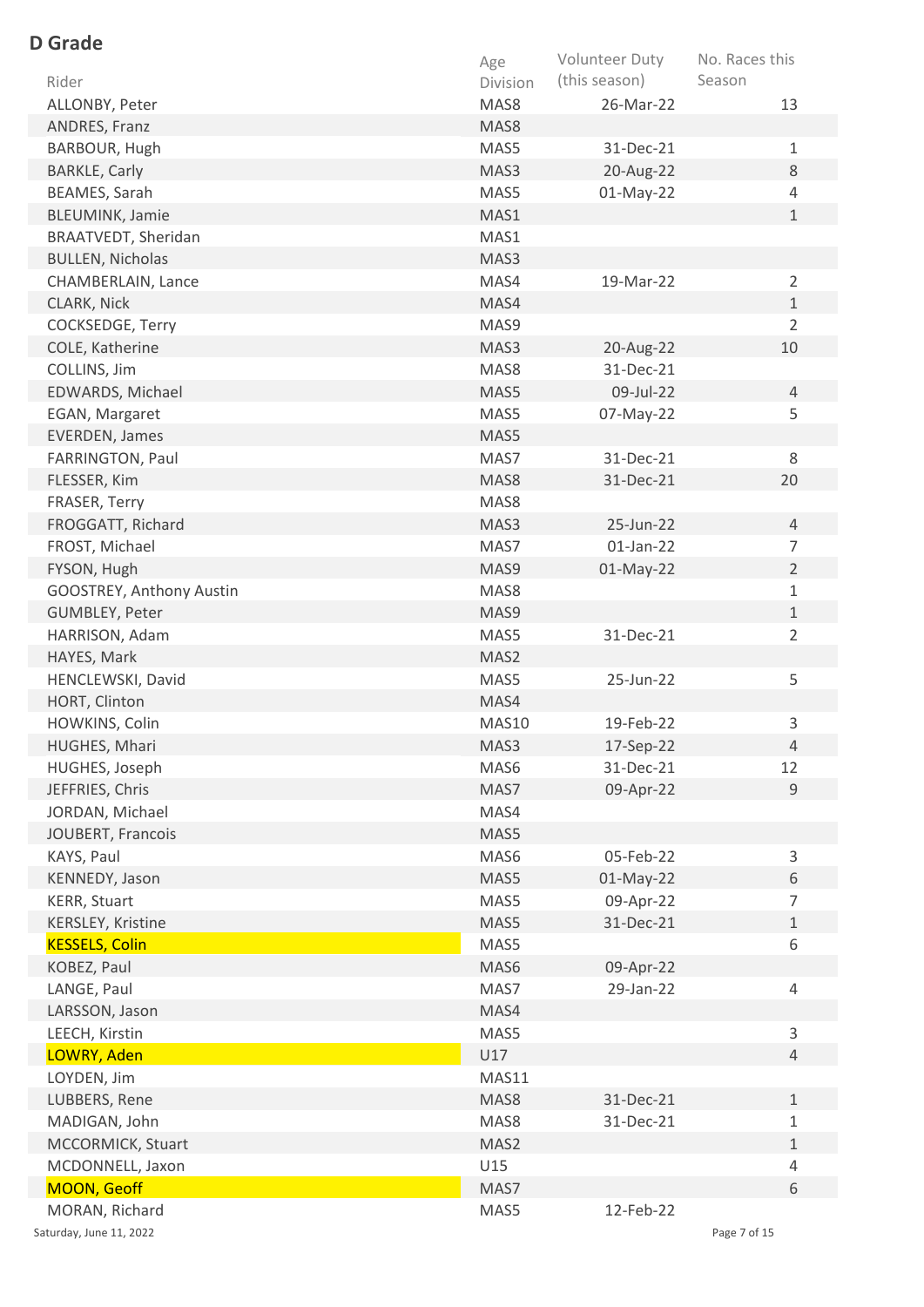## D Grade

| Rider | Age Division | Volunteer Duty (this season) | No. Races this Season |
|---|---|---|---|
| ALLONBY, Peter | MAS8 | 26-Mar-22 | 13 |
| ANDRES, Franz | MAS8 | | |
| BARBOUR, Hugh | MAS5 | 31-Dec-21 | 1 |
| BARKLE, Carly | MAS3 | 20-Aug-22 | 8 |
| BEAMES, Sarah | MAS5 | 01-May-22 | 4 |
| BLEUMINK, Jamie | MAS1 | | 1 |
| BRAATVEDT, Sheridan | MAS1 | | |
| BULLEN, Nicholas | MAS3 | | |
| CHAMBERLAIN, Lance | MAS4 | 19-Mar-22 | 2 |
| CLARK, Nick | MAS4 | | 1 |
| COCKSEDGE, Terry | MAS9 | | 2 |
| COLE, Katherine | MAS3 | 20-Aug-22 | 10 |
| COLLINS, Jim | MAS8 | 31-Dec-21 | |
| EDWARDS, Michael | MAS5 | 09-Jul-22 | 4 |
| EGAN, Margaret | MAS5 | 07-May-22 | 5 |
| EVERDEN, James | MAS5 | | |
| FARRINGTON, Paul | MAS7 | 31-Dec-21 | 8 |
| FLESSER, Kim | MAS8 | 31-Dec-21 | 20 |
| FRASER, Terry | MAS8 | | |
| FROGGATT, Richard | MAS3 | 25-Jun-22 | 4 |
| FROST, Michael | MAS7 | 01-Jan-22 | 7 |
| FYSON, Hugh | MAS9 | 01-May-22 | 2 |
| GOOSTREY, Anthony Austin | MAS8 | | 1 |
| GUMBLEY, Peter | MAS9 | | 1 |
| HARRISON, Adam | MAS5 | 31-Dec-21 | 2 |
| HAYES, Mark | MAS2 | | |
| HENCLEWSKI, David | MAS5 | 25-Jun-22 | 5 |
| HORT, Clinton | MAS4 | | |
| HOWKINS, Colin | MAS10 | 19-Feb-22 | 3 |
| HUGHES, Mhari | MAS3 | 17-Sep-22 | 4 |
| HUGHES, Joseph | MAS6 | 31-Dec-21 | 12 |
| JEFFRIES, Chris | MAS7 | 09-Apr-22 | 9 |
| JORDAN, Michael | MAS4 | | |
| JOUBERT, Francois | MAS5 | | |
| KAYS, Paul | MAS6 | 05-Feb-22 | 3 |
| KENNEDY, Jason | MAS5 | 01-May-22 | 6 |
| KERR, Stuart | MAS5 | 09-Apr-22 | 7 |
| KERSLEY, Kristine | MAS5 | 31-Dec-21 | 1 |
| KESSELS, Colin | MAS5 | | 6 |
| KOBEZ, Paul | MAS6 | 09-Apr-22 | |
| LANGE, Paul | MAS7 | 29-Jan-22 | 4 |
| LARSSON, Jason | MAS4 | | |
| LEECH, Kirstin | MAS5 | | 3 |
| LOWRY, Aden | U17 | | 4 |
| LOYDEN, Jim | MAS11 | | |
| LUBBERS, Rene | MAS8 | 31-Dec-21 | 1 |
| MADIGAN, John | MAS8 | 31-Dec-21 | 1 |
| MCCORMICK, Stuart | MAS2 | | 1 |
| MCDONNELL, Jaxon | U15 | | 4 |
| MOON, Geoff | MAS7 | | 6 |
| MORAN, Richard | MAS5 | 12-Feb-22 | |

Saturday, June 11, 2022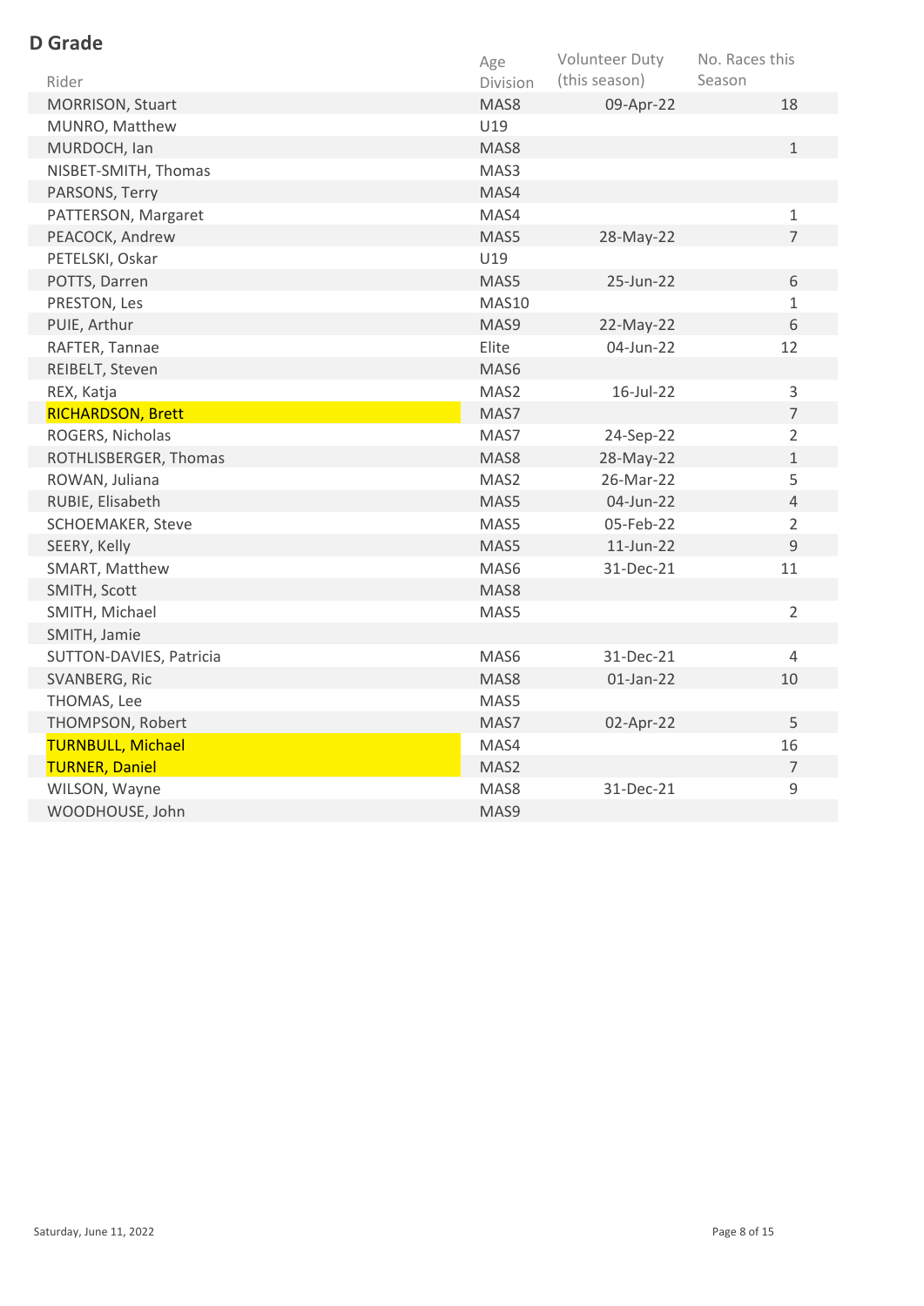## D Grade

| Rider | Age Division | Volunteer Duty (this season) | No. Races this Season |
|---|---|---|---|
| MORRISON, Stuart | MAS8 | 09-Apr-22 | 18 |
| MUNRO, Matthew | U19 | | |
| MURDOCH, Ian | MAS8 | | 1 |
| NISBET-SMITH, Thomas | MAS3 | | |
| PARSONS, Terry | MAS4 | | |
| PATTERSON, Margaret | MAS4 | | 1 |
| PEACOCK, Andrew | MAS5 | 28-May-22 | 7 |
| PETELSKI, Oskar | U19 | | |
| POTTS, Darren | MAS5 | 25-Jun-22 | 6 |
| PRESTON, Les | MAS10 | | 1 |
| PUIE, Arthur | MAS9 | 22-May-22 | 6 |
| RAFTER, Tannae | Elite | 04-Jun-22 | 12 |
| REIBELT, Steven | MAS6 | | |
| REX, Katja | MAS2 | 16-Jul-22 | 3 |
| RICHARDSON, Brett | MAS7 | | 7 |
| ROGERS, Nicholas | MAS7 | 24-Sep-22 | 2 |
| ROTHLISBERGER, Thomas | MAS8 | 28-May-22 | 1 |
| ROWAN, Juliana | MAS2 | 26-Mar-22 | 5 |
| RUBIE, Elisabeth | MAS5 | 04-Jun-22 | 4 |
| SCHOEMAKER, Steve | MAS5 | 05-Feb-22 | 2 |
| SEERY, Kelly | MAS5 | 11-Jun-22 | 9 |
| SMART, Matthew | MAS6 | 31-Dec-21 | 11 |
| SMITH, Scott | MAS8 | | |
| SMITH, Michael | MAS5 | | 2 |
| SMITH, Jamie | | | |
| SUTTON-DAVIES, Patricia | MAS6 | 31-Dec-21 | 4 |
| SVANBERG, Ric | MAS8 | 01-Jan-22 | 10 |
| THOMAS, Lee | MAS5 | | |
| THOMPSON, Robert | MAS7 | 02-Apr-22 | 5 |
| TURNBULL, Michael | MAS4 | | 16 |
| TURNER, Daniel | MAS2 | | 7 |
| WILSON, Wayne | MAS8 | 31-Dec-21 | 9 |
| WOODHOUSE, John | MAS9 | | |

Saturday, June 11, 2022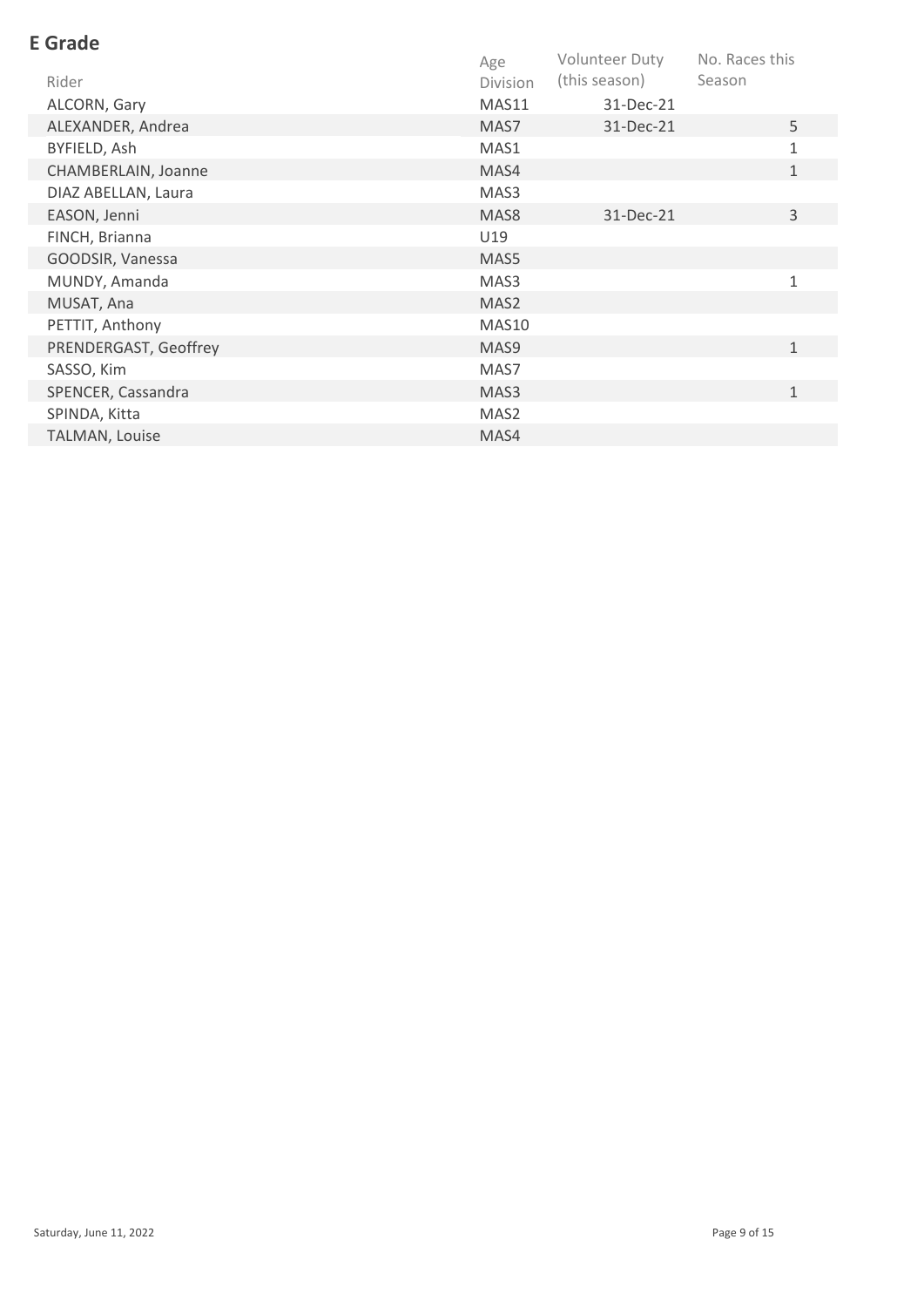## E Grade

| Rider | Age Division | Volunteer Duty (this season) | No. Races this Season |
|---|---|---|---|
| ALCORN, Gary | MAS11 | 31-Dec-21 | |
| ALEXANDER, Andrea | MAS7 | 31-Dec-21 | 5 |
| BYFIELD, Ash | MAS1 | | 1 |
| CHAMBERLAIN, Joanne | MAS4 | | 1 |
| DIAZ ABELLAN, Laura | MAS3 | | |
| EASON, Jenni | MAS8 | 31-Dec-21 | 3 |
| FINCH, Brianna | U19 | | |
| GOODSIR, Vanessa | MAS5 | | |
| MUNDY, Amanda | MAS3 | | 1 |
| MUSAT, Ana | MAS2 | | |
| PETTIT, Anthony | MAS10 | | |
| PRENDERGAST, Geoffrey | MAS9 | | 1 |
| SASSO, Kim | MAS7 | | |
| SPENCER, Cassandra | MAS3 | | 1 |
| SPINDA, Kitta | MAS2 | | |
| TALMAN, Louise | MAS4 | | |

Saturday, June 11, 2022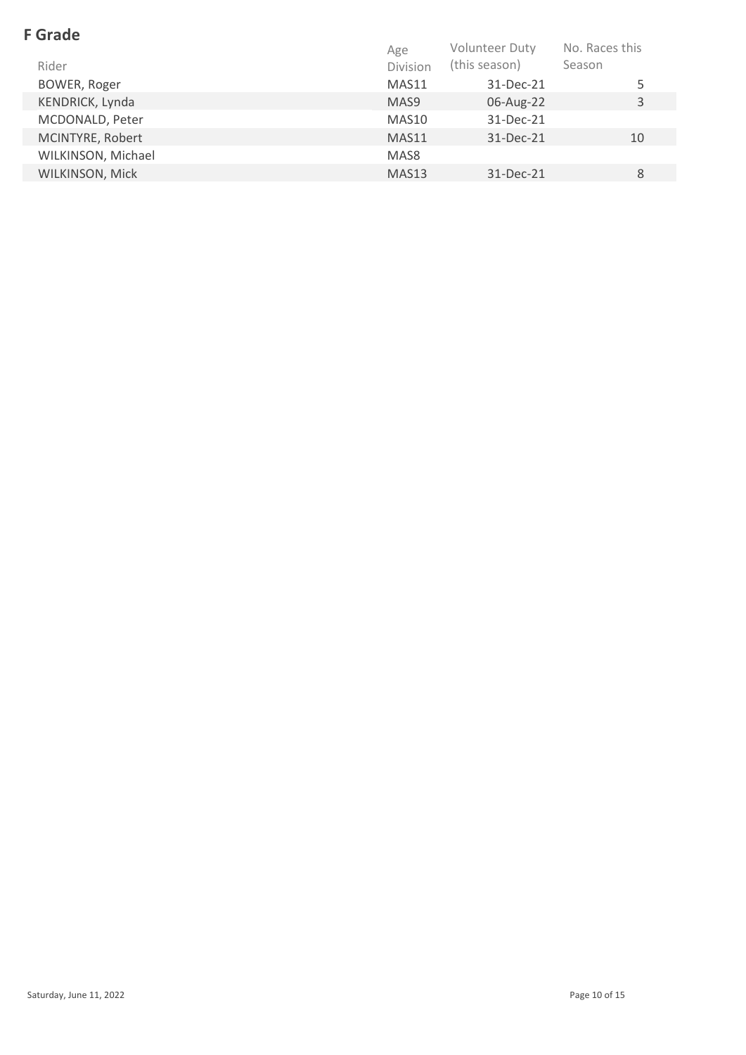## F Grade

| Rider | Age Division | Volunteer Duty (this season) | No. Races this Season |
|---|---|---|---|
| BOWER, Roger | MAS11 | 31-Dec-21 | 5 |
| KENDRICK, Lynda | MAS9 | 06-Aug-22 | 3 |
| MCDONALD, Peter | MAS10 | 31-Dec-21 | |
| MCINTYRE, Robert | MAS11 | 31-Dec-21 | 10 |
| WILKINSON, Michael | MAS8 | | |
| WILKINSON, Mick | MAS13 | 31-Dec-21 | 8 |

Saturday, June 11, 2022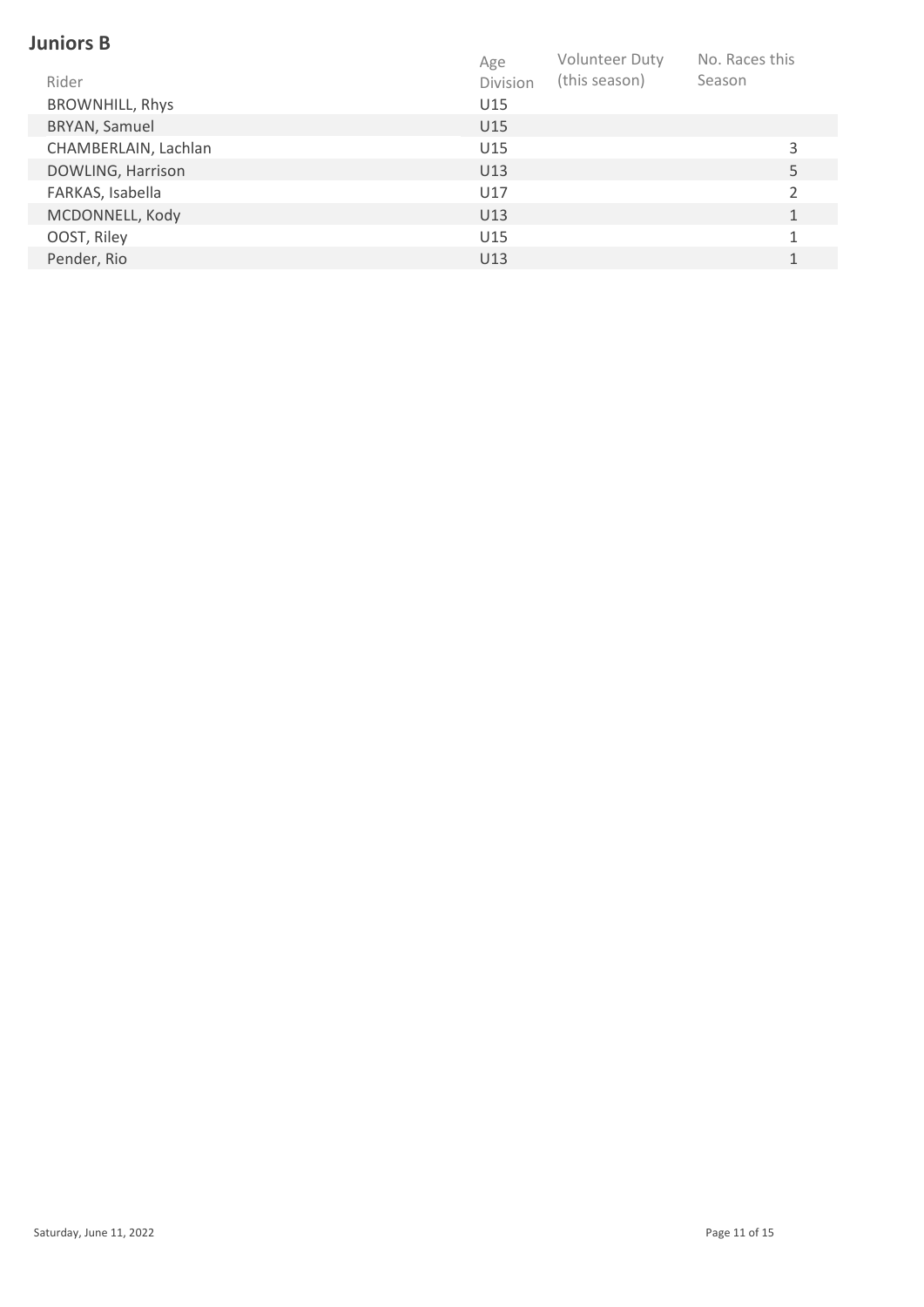## Juniors B

| Rider | Age Division | Volunteer Duty (this season) | No. Races this Season |
|---|---|---|---|
| BROWNHILL, Rhys | U15 | | |
| BRYAN, Samuel | U15 | | |
| CHAMBERLAIN, Lachlan | U15 | | 3 |
| DOWLING, Harrison | U13 | | 5 |
| FARKAS, Isabella | U17 | | 2 |
| MCDONNELL, Kody | U13 | | 1 |
| OOST, Riley | U15 | | 1 |
| Pender, Rio | U13 | | 1 |

Saturday, June 11, 2022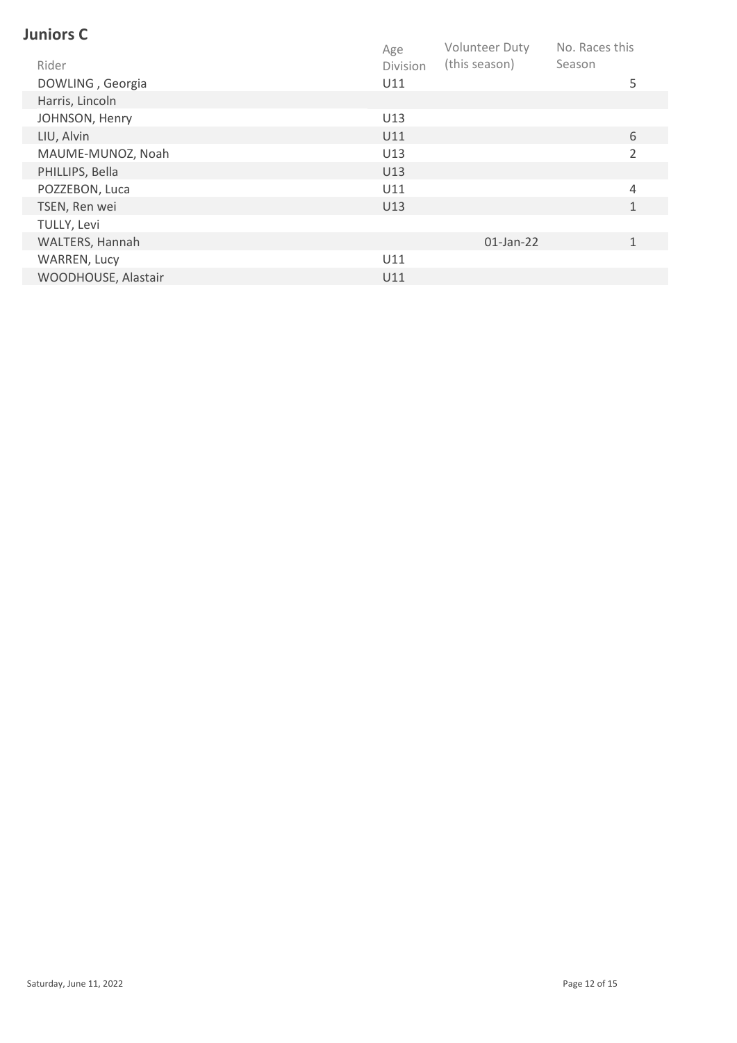## Juniors C

| Rider | Age Division | Volunteer Duty (this season) | No. Races this Season |
|---|---|---|---|
| DOWLING , Georgia | U11 | | 5 |
| Harris, Lincoln | | | |
| JOHNSON, Henry | U13 | | |
| LIU, Alvin | U11 | | 6 |
| MAUME-MUNOZ, Noah | U13 | | 2 |
| PHILLIPS, Bella | U13 | | |
| POZZEBON, Luca | U11 | | 4 |
| TSEN, Ren wei | U13 | | 1 |
| TULLY, Levi | | | |
| WALTERS, Hannah | | 01-Jan-22 | 1 |
| WARREN, Lucy | U11 | | |
| WOODHOUSE, Alastair | U11 | | |

Saturday, June 11, 2022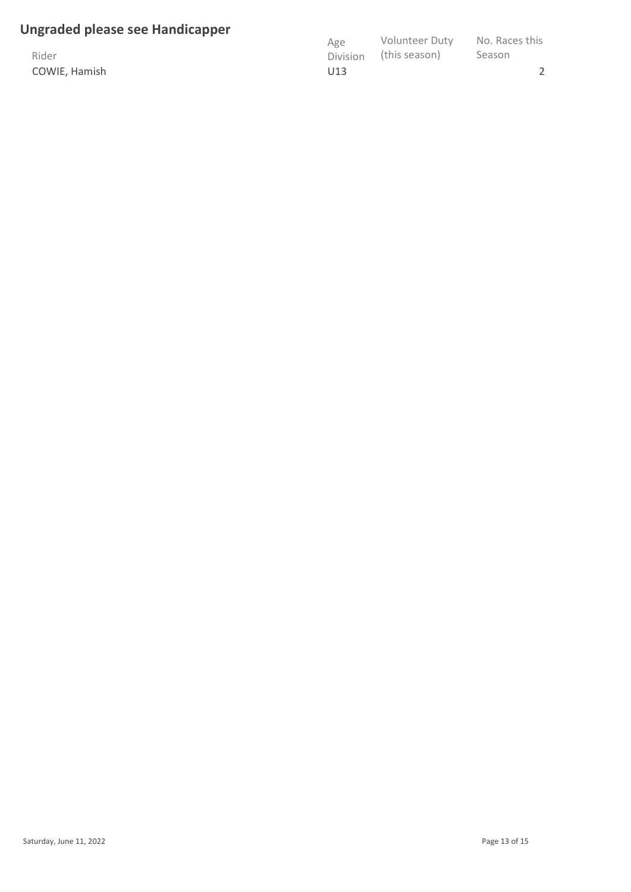## Ungraded please see Handicapper

| Rider | Age Division | Volunteer Duty (this season) | No. Races this Season |
|---|---|---|---|
| COWIE, Hamish | U13 | | 2 |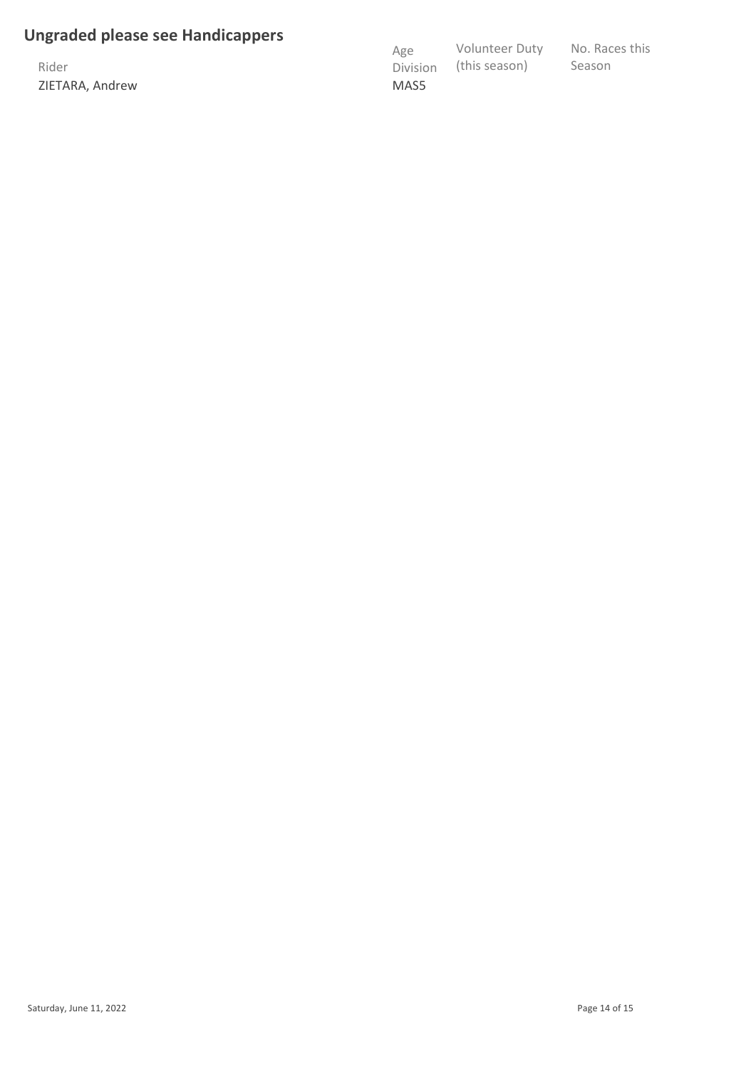## Ungraded please see Handicappers

| Rider | Age Division | Volunteer Duty (this season) | No. Races this Season |
| --- | --- | --- | --- |
| ZIETARA, Andrew | MAS5 | | |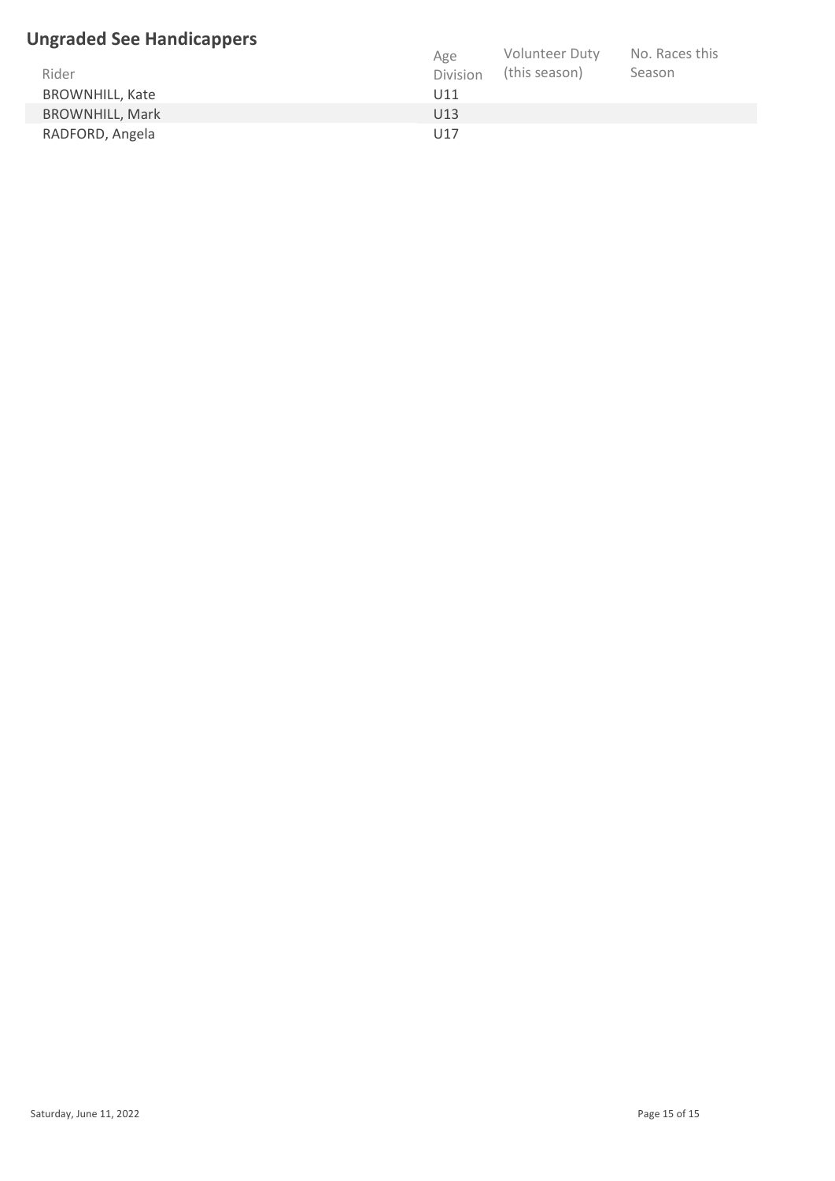## Ungraded See Handicappers

| Rider | Age Division | Volunteer Duty (this season) | No. Races this Season |
|---|---|---|---|
| BROWNHILL, Kate | U11 | | |
| BROWNHILL, Mark | U13 | | |
| RADFORD, Angela | U17 | | |

Saturday, June 11, 2022